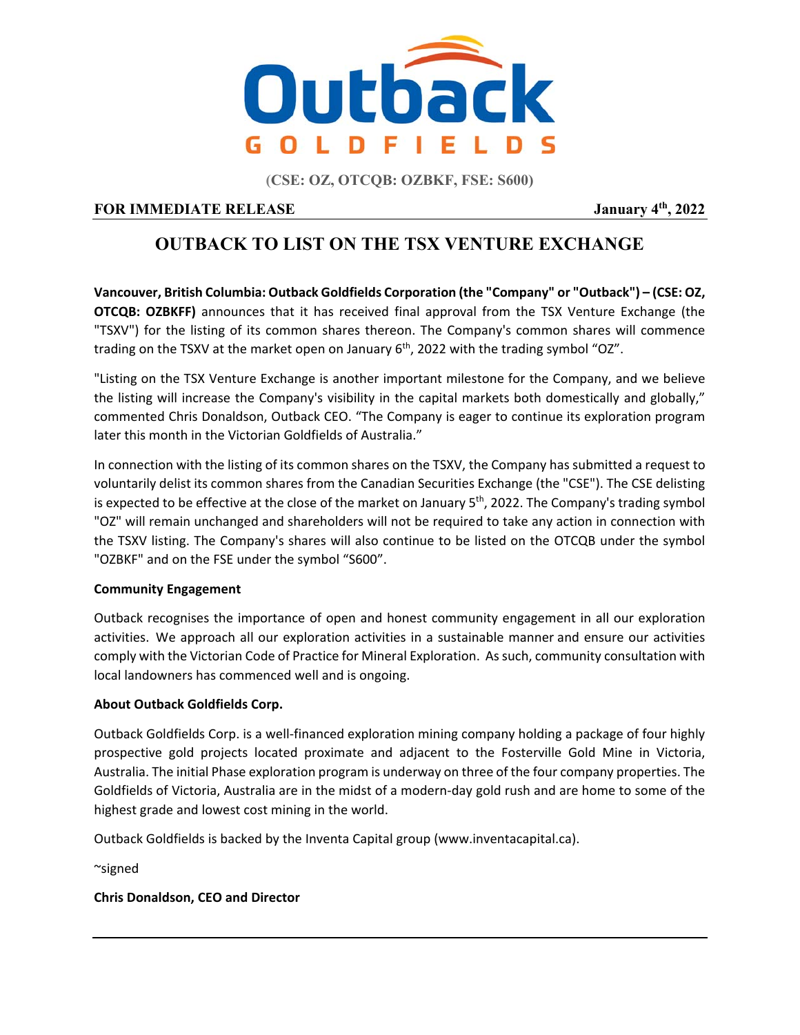(CSE: OZ, OTCQB: OZBKF, FSE: S600)

**FOR IMMEDIATE RELEASE** **January 4th, 2022**

# OUTBACK TO LIST ON THE TSX VENTURE EXCHANGE

**Vancouver, British Columbia: Outback Goldfields Corporation (the "Company" or "Outback") – (CSE: OZ, OTCQB: OZBKFF)** announces that it has received final approval from the TSX Venture Exchange (the "TSXV") for the listing of its common shares thereon. The Company's common shares will commence trading on the TSXV at the market open on January 6th, 2022 with the trading symbol "OZ".

"Listing on the TSX Venture Exchange is another important milestone for the Company, and we believe the listing will increase the Company's visibility in the capital markets both domestically and globally," commented Chris Donaldson, Outback CEO. "The Company is eager to continue its exploration program later this month in the Victorian Goldfields of Australia."

In connection with the listing of its common shares on the TSXV, the Company has submitted a request to voluntarily delist its common shares from the Canadian Securities Exchange (the "CSE"). The CSE delisting is expected to be effective at the close of the market on January 5th, 2022. The Company's trading symbol "OZ" will remain unchanged and shareholders will not be required to take any action in connection with the TSXV listing. The Company's shares will also continue to be listed on the OTCQB under the symbol "OZBKF" and on the FSE under the symbol "S600".

**Community Engagement**

Outback recognises the importance of open and honest community engagement in all our exploration activities. We approach all our exploration activities in a sustainable manner and ensure our activities comply with the Victorian Code of Practice for Mineral Exploration. As such, community consultation with local landowners has commenced well and is ongoing.

**About Outback Goldfields Corp.**

Outback Goldfields Corp. is a well-financed exploration mining company holding a package of four highly prospective gold projects located proximate and adjacent to the Fosterville Gold Mine in Victoria, Australia. The initial Phase exploration program is underway on three of the four company properties. The Goldfields of Victoria, Australia are in the midst of a modern-day gold rush and are home to some of the highest grade and lowest cost mining in the world.

Outback Goldfields is backed by the Inventa Capital group (www.inventacapital.ca).

~signed

**Chris Donaldson, CEO and Director**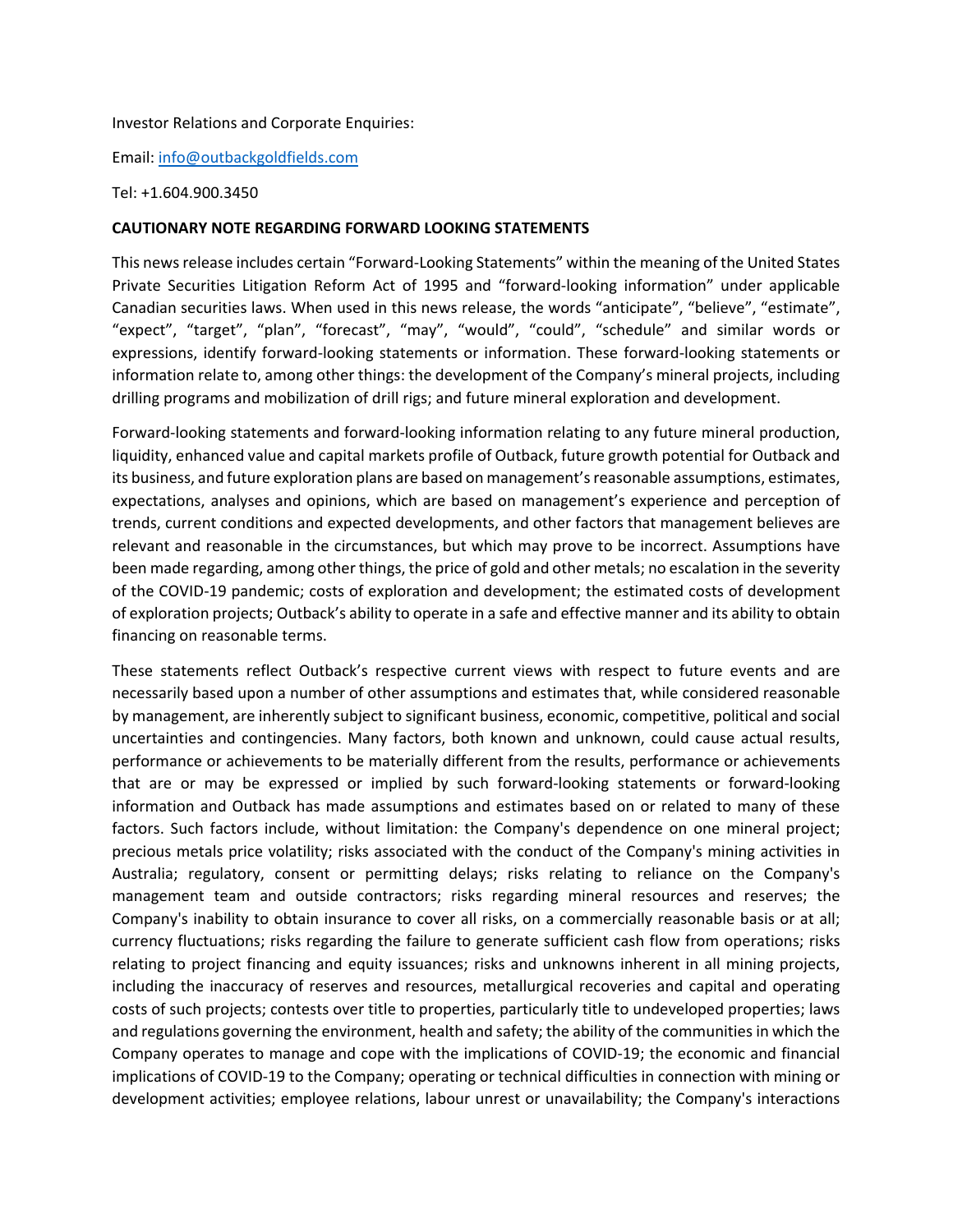Investor Relations and Corporate Enquiries:

Email: info@outbackgoldfields.com

Tel: +1.604.900.3450

**CAUTIONARY NOTE REGARDING FORWARD LOOKING STATEMENTS**

This news release includes certain "Forward-Looking Statements" within the meaning of the United States Private Securities Litigation Reform Act of 1995 and "forward-looking information" under applicable Canadian securities laws. When used in this news release, the words "anticipate", "believe", "estimate", "expect", "target", "plan", "forecast", "may", "would", "could", "schedule" and similar words or expressions, identify forward-looking statements or information. These forward-looking statements or information relate to, among other things: the development of the Company's mineral projects, including drilling programs and mobilization of drill rigs; and future mineral exploration and development.

Forward-looking statements and forward-looking information relating to any future mineral production, liquidity, enhanced value and capital markets profile of Outback, future growth potential for Outback and its business, and future exploration plans are based on management's reasonable assumptions, estimates, expectations, analyses and opinions, which are based on management's experience and perception of trends, current conditions and expected developments, and other factors that management believes are relevant and reasonable in the circumstances, but which may prove to be incorrect. Assumptions have been made regarding, among other things, the price of gold and other metals; no escalation in the severity of the COVID-19 pandemic; costs of exploration and development; the estimated costs of development of exploration projects; Outback's ability to operate in a safe and effective manner and its ability to obtain financing on reasonable terms.

These statements reflect Outback's respective current views with respect to future events and are necessarily based upon a number of other assumptions and estimates that, while considered reasonable by management, are inherently subject to significant business, economic, competitive, political and social uncertainties and contingencies. Many factors, both known and unknown, could cause actual results, performance or achievements to be materially different from the results, performance or achievements that are or may be expressed or implied by such forward-looking statements or forward-looking information and Outback has made assumptions and estimates based on or related to many of these factors. Such factors include, without limitation: the Company's dependence on one mineral project; precious metals price volatility; risks associated with the conduct of the Company's mining activities in Australia; regulatory, consent or permitting delays; risks relating to reliance on the Company's management team and outside contractors; risks regarding mineral resources and reserves; the Company's inability to obtain insurance to cover all risks, on a commercially reasonable basis or at all; currency fluctuations; risks regarding the failure to generate sufficient cash flow from operations; risks relating to project financing and equity issuances; risks and unknowns inherent in all mining projects, including the inaccuracy of reserves and resources, metallurgical recoveries and capital and operating costs of such projects; contests over title to properties, particularly title to undeveloped properties; laws and regulations governing the environment, health and safety; the ability of the communities in which the Company operates to manage and cope with the implications of COVID-19; the economic and financial implications of COVID-19 to the Company; operating or technical difficulties in connection with mining or development activities; employee relations, labour unrest or unavailability; the Company's interactions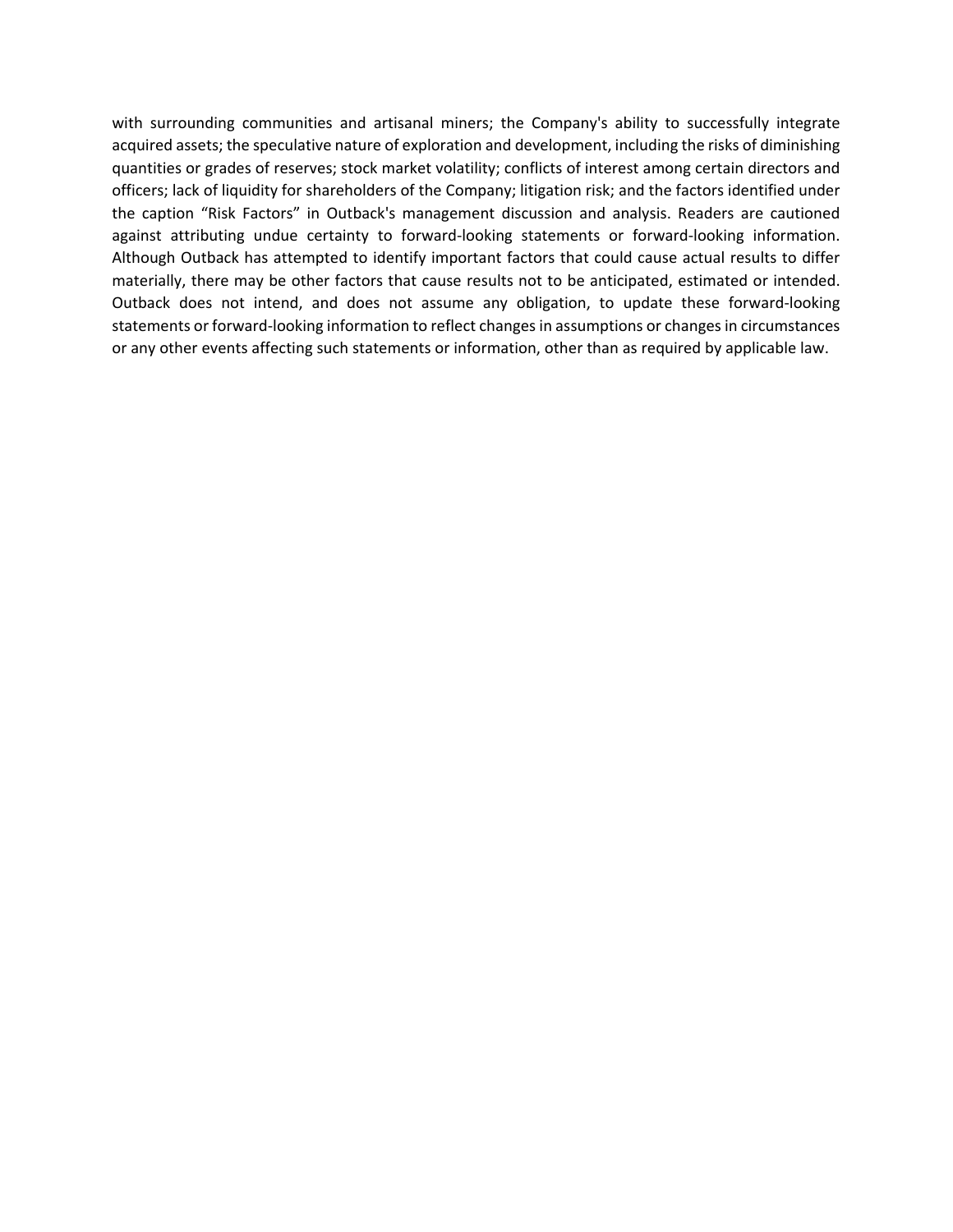with surrounding communities and artisanal miners; the Company's ability to successfully integrate acquired assets; the speculative nature of exploration and development, including the risks of diminishing quantities or grades of reserves; stock market volatility; conflicts of interest among certain directors and officers; lack of liquidity for shareholders of the Company; litigation risk; and the factors identified under the caption "Risk Factors" in Outback's management discussion and analysis. Readers are cautioned against attributing undue certainty to forward-looking statements or forward-looking information. Although Outback has attempted to identify important factors that could cause actual results to differ materially, there may be other factors that cause results not to be anticipated, estimated or intended. Outback does not intend, and does not assume any obligation, to update these forward-looking statements or forward-looking information to reflect changes in assumptions or changes in circumstances or any other events affecting such statements or information, other than as required by applicable law.